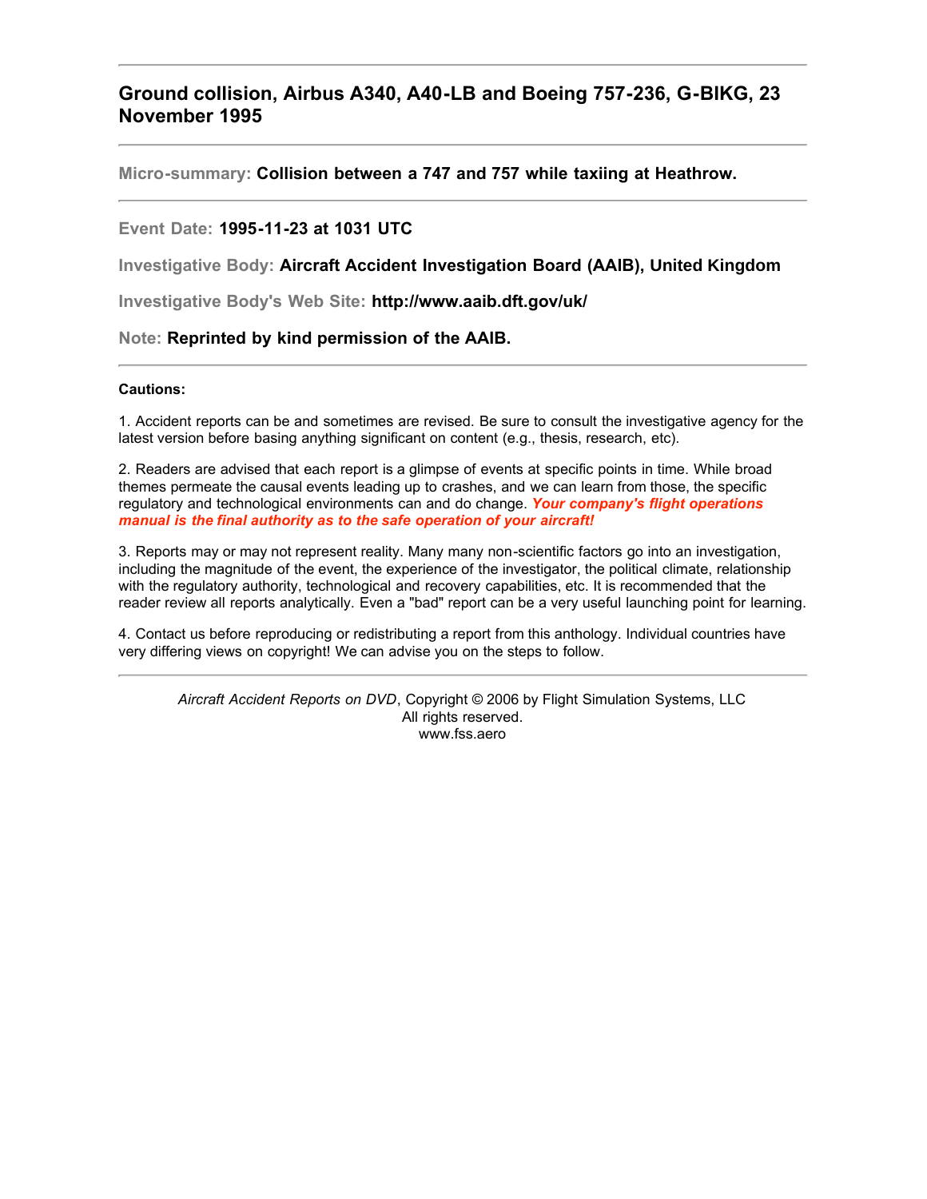---

## Ground collision, Airbus A340, A40-LB and Boeing 757-236, G-BIKG, 23 November 1995

---

**Micro-summary:** **Collision between a 747 and 757 while taxiing at Heathrow.**

---

**Event Date:** **1995-11-23 at 1031 UTC**

**Investigative Body:** **Aircraft Accident Investigation Board (AAIB), United Kingdom**

**Investigative Body's Web Site:** **http://www.aaib.dft.gov/uk/**

**Note:** **Reprinted by kind permission of the AAIB.**

---

**Cautions:**

1. Accident reports can be and sometimes are revised. Be sure to consult the investigative agency for the latest version before basing anything significant on content (e.g., thesis, research, etc).

2. Readers are advised that each report is a glimpse of events at specific points in time. While broad themes permeate the causal events leading up to crashes, and we can learn from those, the specific regulatory and technological environments can and do change. ***Your company's flight operations manual is the final authority as to the safe operation of your aircraft!***

3. Reports may or may not represent reality. Many many non-scientific factors go into an investigation, including the magnitude of the event, the experience of the investigator, the political climate, relationship with the regulatory authority, technological and recovery capabilities, etc. It is recommended that the reader review all reports analytically. Even a "bad" report can be a very useful launching point for learning.

4. Contact us before reproducing or redistributing a report from this anthology. Individual countries have very differing views on copyright! We can advise you on the steps to follow.

---

*Aircraft Accident Reports on DVD*, Copyright © 2006 by Flight Simulation Systems, LLC
All rights reserved.
www.fss.aero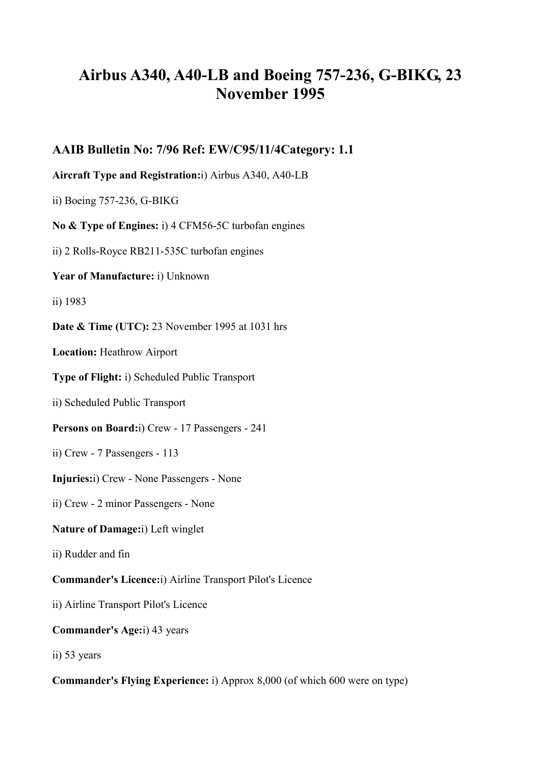# Airbus A340, A40-LB and Boeing 757-236, G-BIKG, 23 November 1995

## AAIB Bulletin No: 7/96 Ref: EW/C95/11/4Category: 1.1

**Aircraft Type and Registration:**i) Airbus A340, A40-LB

ii) Boeing 757-236, G-BIKG

**No & Type of Engines:** i) 4 CFM56-5C turbofan engines

ii) 2 Rolls-Royce RB211-535C turbofan engines

**Year of Manufacture:** i) Unknown

ii) 1983

**Date & Time (UTC):** 23 November 1995 at 1031 hrs

**Location:** Heathrow Airport

**Type of Flight:** i) Scheduled Public Transport

ii) Scheduled Public Transport

**Persons on Board:**i) Crew - 17 Passengers - 241

ii) Crew - 7 Passengers - 113

**Injuries:**i) Crew - None Passengers - None

ii) Crew - 2 minor Passengers - None

**Nature of Damage:**i) Left winglet

ii) Rudder and fin

**Commander's Licence:**i) Airline Transport Pilot's Licence

ii) Airline Transport Pilot's Licence

**Commander's Age:**i) 43 years

ii) 53 years

**Commander's Flying Experience:** i) Approx 8,000 (of which 600 were on type)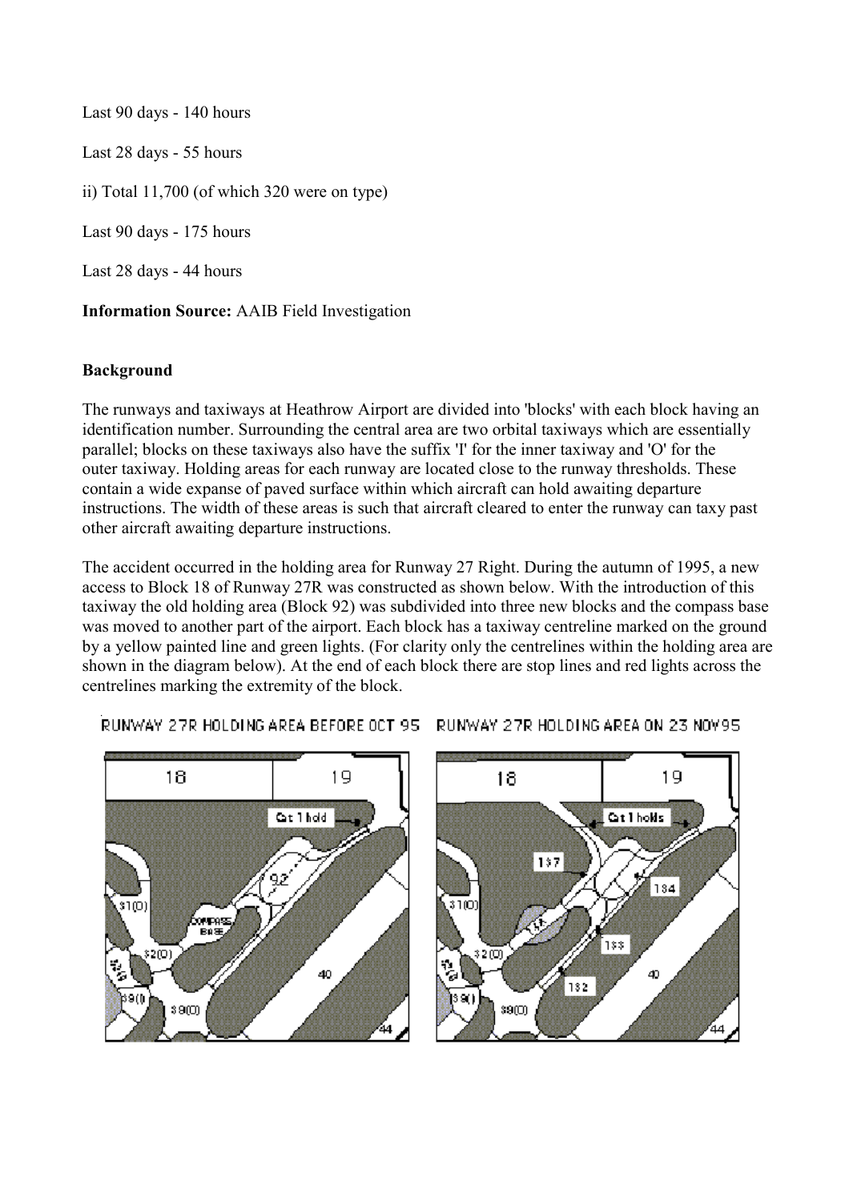Last 90 days - 140 hours

Last 28 days - 55 hours

ii) Total 11,700 (of which 320 were on type)

Last 90 days - 175 hours

Last 28 days - 44 hours

**Information Source:** AAIB Field Investigation

### Background

The runways and taxiways at Heathrow Airport are divided into 'blocks' with each block having an identification number. Surrounding the central area are two orbital taxiways which are essentially parallel; blocks on these taxiways also have the suffix 'I' for the inner taxiway and 'O' for the outer taxiway. Holding areas for each runway are located close to the runway thresholds. These contain a wide expanse of paved surface within which aircraft can hold awaiting departure instructions. The width of these areas is such that aircraft cleared to enter the runway can taxy past other aircraft awaiting departure instructions.

The accident occurred in the holding area for Runway 27 Right. During the autumn of 1995, a new access to Block 18 of Runway 27R was constructed as shown below. With the introduction of this taxiway the old holding area (Block 92) was subdivided into three new blocks and the compass base was moved to another part of the airport. Each block has a taxiway centreline marked on the ground by a yellow painted line and green lights. (For clarity only the centrelines within the holding area are shown in the diagram below). At the end of each block there are stop lines and red lights across the centrelines marking the extremity of the block.

RUNWAY 27R HOLDING AREA BEFORE OCT 95 RUNWAY 27R HOLDING AREA ON 23 NOV95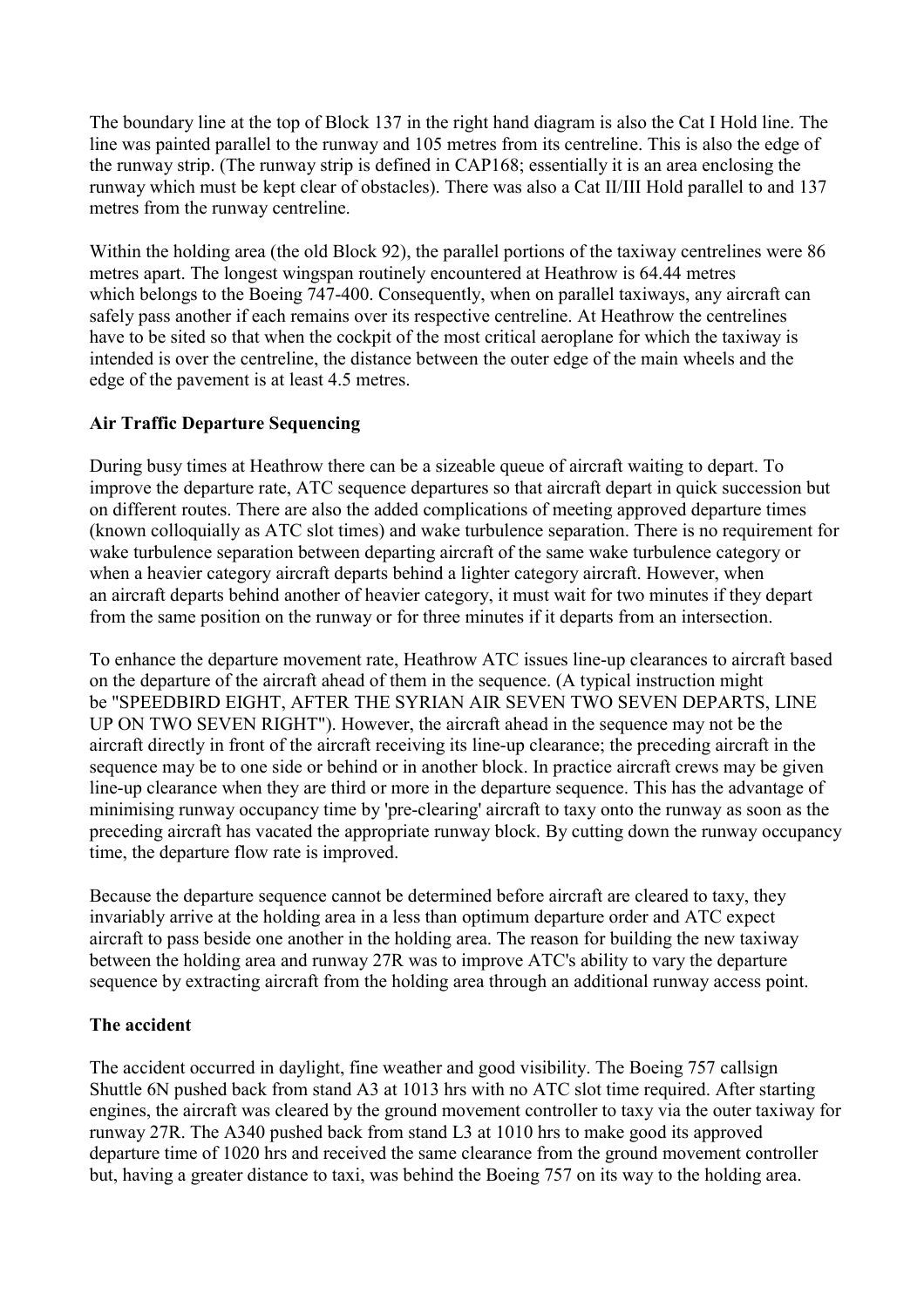The boundary line at the top of Block 137 in the right hand diagram is also the Cat I Hold line. The line was painted parallel to the runway and 105 metres from its centreline. This is also the edge of the runway strip. (The runway strip is defined in CAP168; essentially it is an area enclosing the runway which must be kept clear of obstacles). There was also a Cat II/III Hold parallel to and 137 metres from the runway centreline.

Within the holding area (the old Block 92), the parallel portions of the taxiway centrelines were 86 metres apart. The longest wingspan routinely encountered at Heathrow is 64.44 metres which belongs to the Boeing 747-400. Consequently, when on parallel taxiways, any aircraft can safely pass another if each remains over its respective centreline. At Heathrow the centrelines have to be sited so that when the cockpit of the most critical aeroplane for which the taxiway is intended is over the centreline, the distance between the outer edge of the main wheels and the edge of the pavement is at least 4.5 metres.

**Air Traffic Departure Sequencing**

During busy times at Heathrow there can be a sizeable queue of aircraft waiting to depart. To improve the departure rate, ATC sequence departures so that aircraft depart in quick succession but on different routes. There are also the added complications of meeting approved departure times (known colloquially as ATC slot times) and wake turbulence separation. There is no requirement for wake turbulence separation between departing aircraft of the same wake turbulence category or when a heavier category aircraft departs behind a lighter category aircraft. However, when an aircraft departs behind another of heavier category, it must wait for two minutes if they depart from the same position on the runway or for three minutes if it departs from an intersection.

To enhance the departure movement rate, Heathrow ATC issues line-up clearances to aircraft based on the departure of the aircraft ahead of them in the sequence. (A typical instruction might be "SPEEDBIRD EIGHT, AFTER THE SYRIAN AIR SEVEN TWO SEVEN DEPARTS, LINE UP ON TWO SEVEN RIGHT"). However, the aircraft ahead in the sequence may not be the aircraft directly in front of the aircraft receiving its line-up clearance; the preceding aircraft in the sequence may be to one side or behind or in another block. In practice aircraft crews may be given line-up clearance when they are third or more in the departure sequence. This has the advantage of minimising runway occupancy time by 'pre-clearing' aircraft to taxy onto the runway as soon as the preceding aircraft has vacated the appropriate runway block. By cutting down the runway occupancy time, the departure flow rate is improved.

Because the departure sequence cannot be determined before aircraft are cleared to taxy, they invariably arrive at the holding area in a less than optimum departure order and ATC expect aircraft to pass beside one another in the holding area. The reason for building the new taxiway between the holding area and runway 27R was to improve ATC's ability to vary the departure sequence by extracting aircraft from the holding area through an additional runway access point.

**The accident**

The accident occurred in daylight, fine weather and good visibility. The Boeing 757 callsign Shuttle 6N pushed back from stand A3 at 1013 hrs with no ATC slot time required. After starting engines, the aircraft was cleared by the ground movement controller to taxy via the outer taxiway for runway 27R. The A340 pushed back from stand L3 at 1010 hrs to make good its approved departure time of 1020 hrs and received the same clearance from the ground movement controller but, having a greater distance to taxi, was behind the Boeing 757 on its way to the holding area.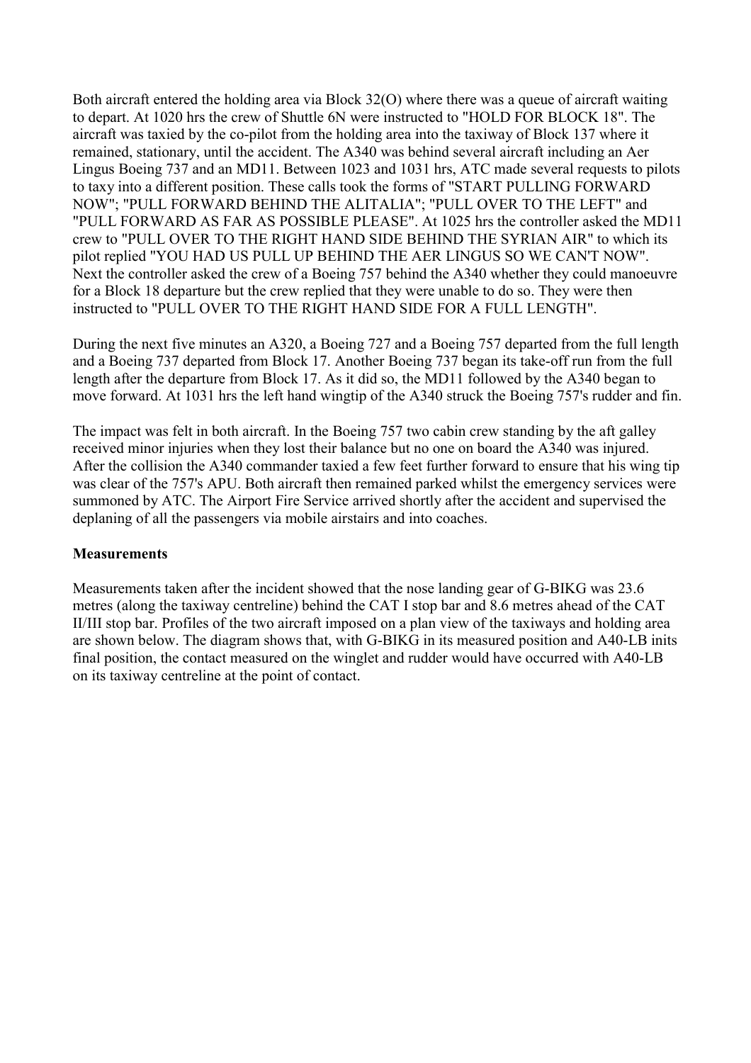Both aircraft entered the holding area via Block 32(O) where there was a queue of aircraft waiting to depart. At 1020 hrs the crew of Shuttle 6N were instructed to "HOLD FOR BLOCK 18". The aircraft was taxied by the co-pilot from the holding area into the taxiway of Block 137 where it remained, stationary, until the accident. The A340 was behind several aircraft including an Aer Lingus Boeing 737 and an MD11. Between 1023 and 1031 hrs, ATC made several requests to pilots to taxy into a different position. These calls took the forms of "START PULLING FORWARD NOW"; "PULL FORWARD BEHIND THE ALITALIA"; "PULL OVER TO THE LEFT" and "PULL FORWARD AS FAR AS POSSIBLE PLEASE". At 1025 hrs the controller asked the MD11 crew to "PULL OVER TO THE RIGHT HAND SIDE BEHIND THE SYRIAN AIR" to which its pilot replied "YOU HAD US PULL UP BEHIND THE AER LINGUS SO WE CAN'T NOW". Next the controller asked the crew of a Boeing 757 behind the A340 whether they could manoeuvre for a Block 18 departure but the crew replied that they were unable to do so. They were then instructed to "PULL OVER TO THE RIGHT HAND SIDE FOR A FULL LENGTH".

During the next five minutes an A320, a Boeing 727 and a Boeing 757 departed from the full length and a Boeing 737 departed from Block 17. Another Boeing 737 began its take-off run from the full length after the departure from Block 17. As it did so, the MD11 followed by the A340 began to move forward. At 1031 hrs the left hand wingtip of the A340 struck the Boeing 757's rudder and fin.

The impact was felt in both aircraft. In the Boeing 757 two cabin crew standing by the aft galley received minor injuries when they lost their balance but no one on board the A340 was injured. After the collision the A340 commander taxied a few feet further forward to ensure that his wing tip was clear of the 757's APU. Both aircraft then remained parked whilst the emergency services were summoned by ATC. The Airport Fire Service arrived shortly after the accident and supervised the deplaning of all the passengers via mobile airstairs and into coaches.

**Measurements**

Measurements taken after the incident showed that the nose landing gear of G-BIKG was 23.6 metres (along the taxiway centreline) behind the CAT I stop bar and 8.6 metres ahead of the CAT II/III stop bar. Profiles of the two aircraft imposed on a plan view of the taxiways and holding area are shown below. The diagram shows that, with G-BIKG in its measured position and A40-LB inits final position, the contact measured on the winglet and rudder would have occurred with A40-LB on its taxiway centreline at the point of contact.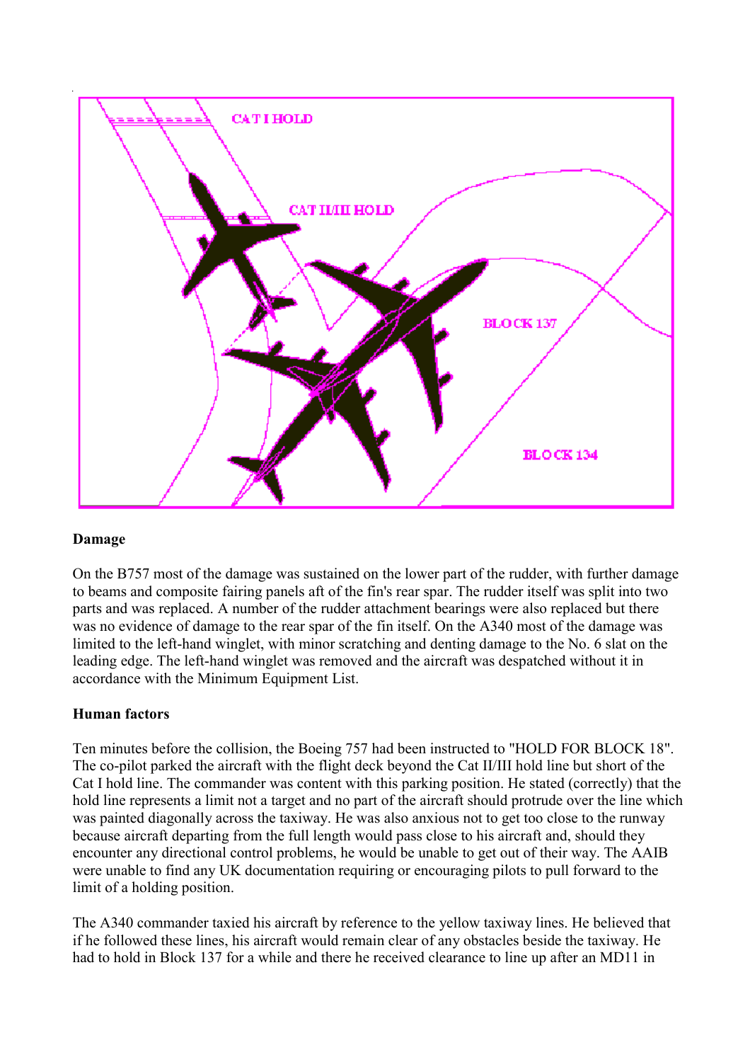## Damage

On the B757 most of the damage was sustained on the lower part of the rudder, with further damage to beams and composite fairing panels aft of the fin's rear spar. The rudder itself was split into two parts and was replaced. A number of the rudder attachment bearings were also replaced but there was no evidence of damage to the rear spar of the fin itself. On the A340 most of the damage was limited to the left-hand winglet, with minor scratching and denting damage to the No. 6 slat on the leading edge. The left-hand winglet was removed and the aircraft was despatched without it in accordance with the Minimum Equipment List.

## Human factors

Ten minutes before the collision, the Boeing 757 had been instructed to "HOLD FOR BLOCK 18". The co-pilot parked the aircraft with the flight deck beyond the Cat II/III hold line but short of the Cat I hold line. The commander was content with this parking position. He stated (correctly) that the hold line represents a limit not a target and no part of the aircraft should protrude over the line which was painted diagonally across the taxiway. He was also anxious not to get too close to the runway because aircraft departing from the full length would pass close to his aircraft and, should they encounter any directional control problems, he would be unable to get out of their way. The AAIB were unable to find any UK documentation requiring or encouraging pilots to pull forward to the limit of a holding position.

The A340 commander taxied his aircraft by reference to the yellow taxiway lines. He believed that if he followed these lines, his aircraft would remain clear of any obstacles beside the taxiway. He had to hold in Block 137 for a while and there he received clearance to line up after an MD11 in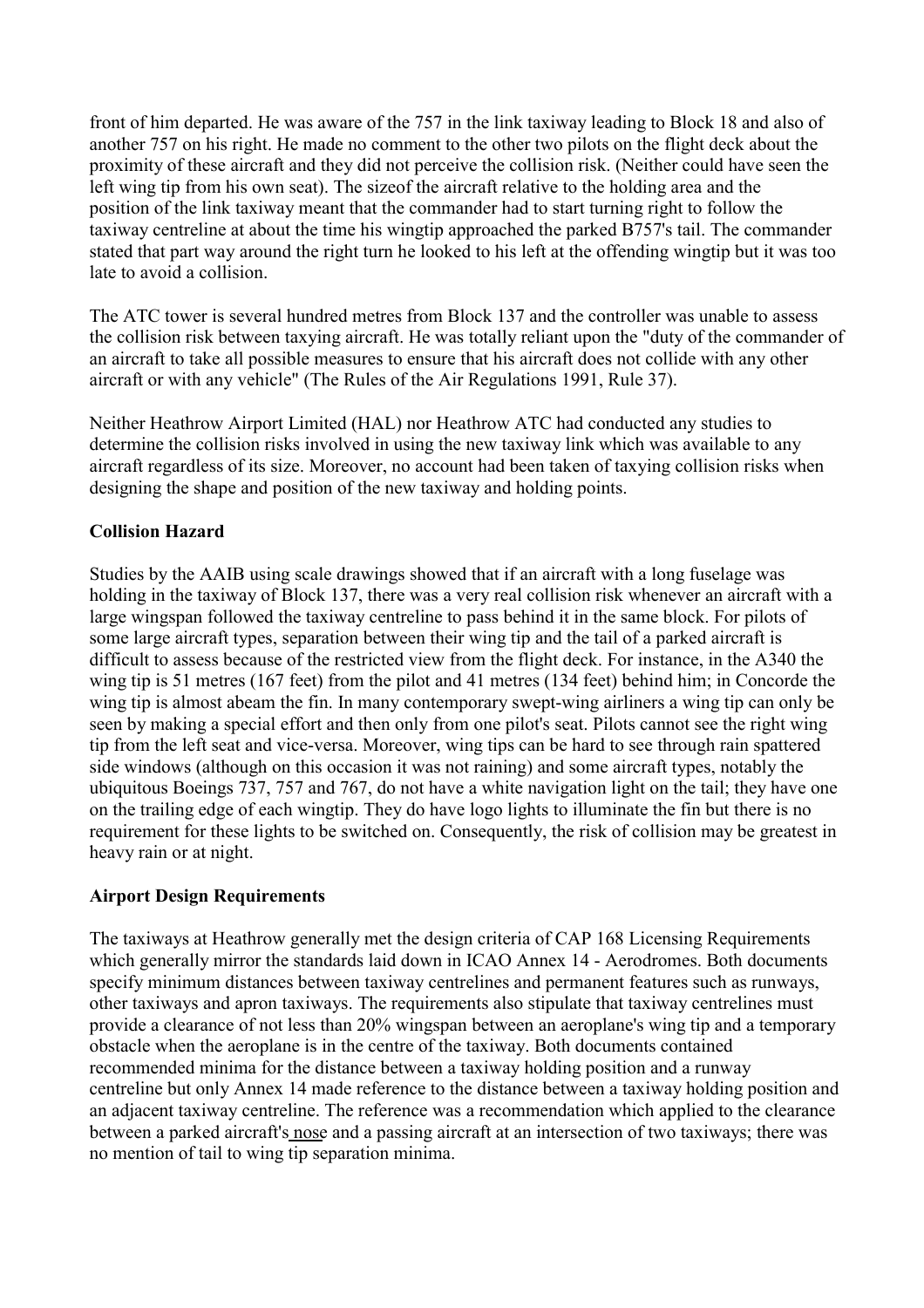front of him departed. He was aware of the 757 in the link taxiway leading to Block 18 and also of another 757 on his right. He made no comment to the other two pilots on the flight deck about the proximity of these aircraft and they did not perceive the collision risk. (Neither could have seen the left wing tip from his own seat). The sizeof the aircraft relative to the holding area and the position of the link taxiway meant that the commander had to start turning right to follow the taxiway centreline at about the time his wingtip approached the parked B757's tail. The commander stated that part way around the right turn he looked to his left at the offending wingtip but it was too late to avoid a collision.

The ATC tower is several hundred metres from Block 137 and the controller was unable to assess the collision risk between taxying aircraft. He was totally reliant upon the "duty of the commander of an aircraft to take all possible measures to ensure that his aircraft does not collide with any other aircraft or with any vehicle" (The Rules of the Air Regulations 1991, Rule 37).

Neither Heathrow Airport Limited (HAL) nor Heathrow ATC had conducted any studies to determine the collision risks involved in using the new taxiway link which was available to any aircraft regardless of its size. Moreover, no account had been taken of taxying collision risks when designing the shape and position of the new taxiway and holding points.

**Collision Hazard**

Studies by the AAIB using scale drawings showed that if an aircraft with a long fuselage was holding in the taxiway of Block 137, there was a very real collision risk whenever an aircraft with a large wingspan followed the taxiway centreline to pass behind it in the same block. For pilots of some large aircraft types, separation between their wing tip and the tail of a parked aircraft is difficult to assess because of the restricted view from the flight deck. For instance, in the A340 the wing tip is 51 metres (167 feet) from the pilot and 41 metres (134 feet) behind him; in Concorde the wing tip is almost abeam the fin. In many contemporary swept-wing airliners a wing tip can only be seen by making a special effort and then only from one pilot's seat. Pilots cannot see the right wing tip from the left seat and vice-versa. Moreover, wing tips can be hard to see through rain spattered side windows (although on this occasion it was not raining) and some aircraft types, notably the ubiquitous Boeings 737, 757 and 767, do not have a white navigation light on the tail; they have one on the trailing edge of each wingtip. They do have logo lights to illuminate the fin but there is no requirement for these lights to be switched on. Consequently, the risk of collision may be greatest in heavy rain or at night.

**Airport Design Requirements**

The taxiways at Heathrow generally met the design criteria of CAP 168 Licensing Requirements which generally mirror the standards laid down in ICAO Annex 14 - Aerodromes. Both documents specify minimum distances between taxiway centrelines and permanent features such as runways, other taxiways and apron taxiways. The requirements also stipulate that taxiway centrelines must provide a clearance of not less than 20% wingspan between an aeroplane's wing tip and a temporary obstacle when the aeroplane is in the centre of the taxiway. Both documents contained recommended minima for the distance between a taxiway holding position and a runway centreline but only Annex 14 made reference to the distance between a taxiway holding position and an adjacent taxiway centreline. The reference was a recommendation which applied to the clearance between a parked aircraft's nose and a passing aircraft at an intersection of two taxiways; there was no mention of tail to wing tip separation minima.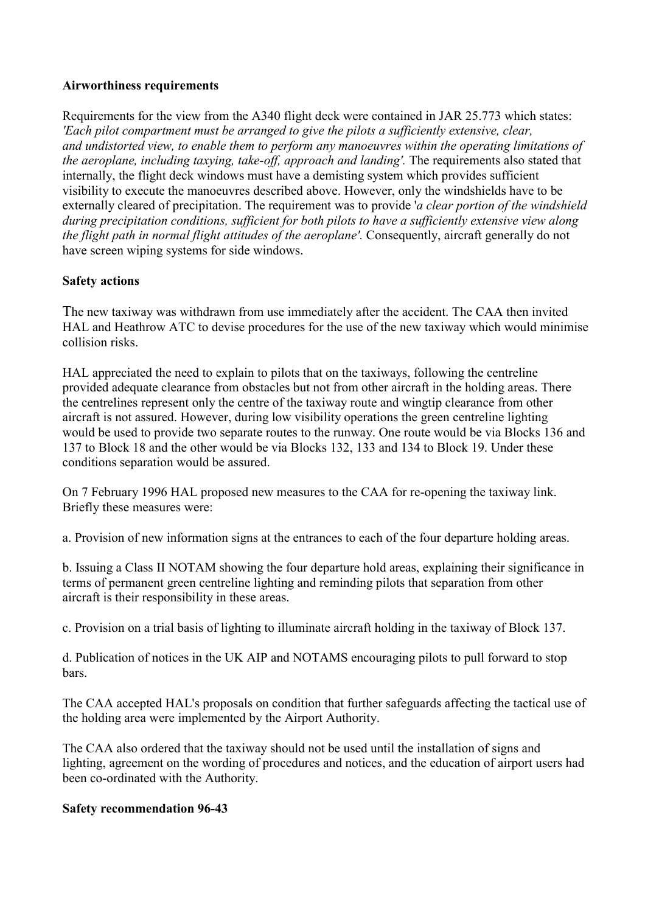**Airworthiness requirements**

Requirements for the view from the A340 flight deck were contained in JAR 25.773 which states: *'Each pilot compartment must be arranged to give the pilots a sufficiently extensive, clear, and undistorted view, to enable them to perform any manoeuvres within the operating limitations of the aeroplane, including taxying, take-off, approach and landing'.* The requirements also stated that internally, the flight deck windows must have a demisting system which provides sufficient visibility to execute the manoeuvres described above. However, only the windshields have to be externally cleared of precipitation. The requirement was to provide '*a clear portion of the windshield during precipitation conditions, sufficient for both pilots to have a sufficiently extensive view along the flight path in normal flight attitudes of the aeroplane'.* Consequently, aircraft generally do not have screen wiping systems for side windows.

**Safety actions**

The new taxiway was withdrawn from use immediately after the accident. The CAA then invited HAL and Heathrow ATC to devise procedures for the use of the new taxiway which would minimise collision risks.

HAL appreciated the need to explain to pilots that on the taxiways, following the centreline provided adequate clearance from obstacles but not from other aircraft in the holding areas. There the centrelines represent only the centre of the taxiway route and wingtip clearance from other aircraft is not assured. However, during low visibility operations the green centreline lighting would be used to provide two separate routes to the runway. One route would be via Blocks 136 and 137 to Block 18 and the other would be via Blocks 132, 133 and 134 to Block 19. Under these conditions separation would be assured.

On 7 February 1996 HAL proposed new measures to the CAA for re-opening the taxiway link. Briefly these measures were:

a. Provision of new information signs at the entrances to each of the four departure holding areas.

b. Issuing a Class II NOTAM showing the four departure hold areas, explaining their significance in terms of permanent green centreline lighting and reminding pilots that separation from other aircraft is their responsibility in these areas.

c. Provision on a trial basis of lighting to illuminate aircraft holding in the taxiway of Block 137.

d. Publication of notices in the UK AIP and NOTAMS encouraging pilots to pull forward to stop bars.

The CAA accepted HAL's proposals on condition that further safeguards affecting the tactical use of the holding area were implemented by the Airport Authority.

The CAA also ordered that the taxiway should not be used until the installation of signs and lighting, agreement on the wording of procedures and notices, and the education of airport users had been co-ordinated with the Authority.

**Safety recommendation 96-43**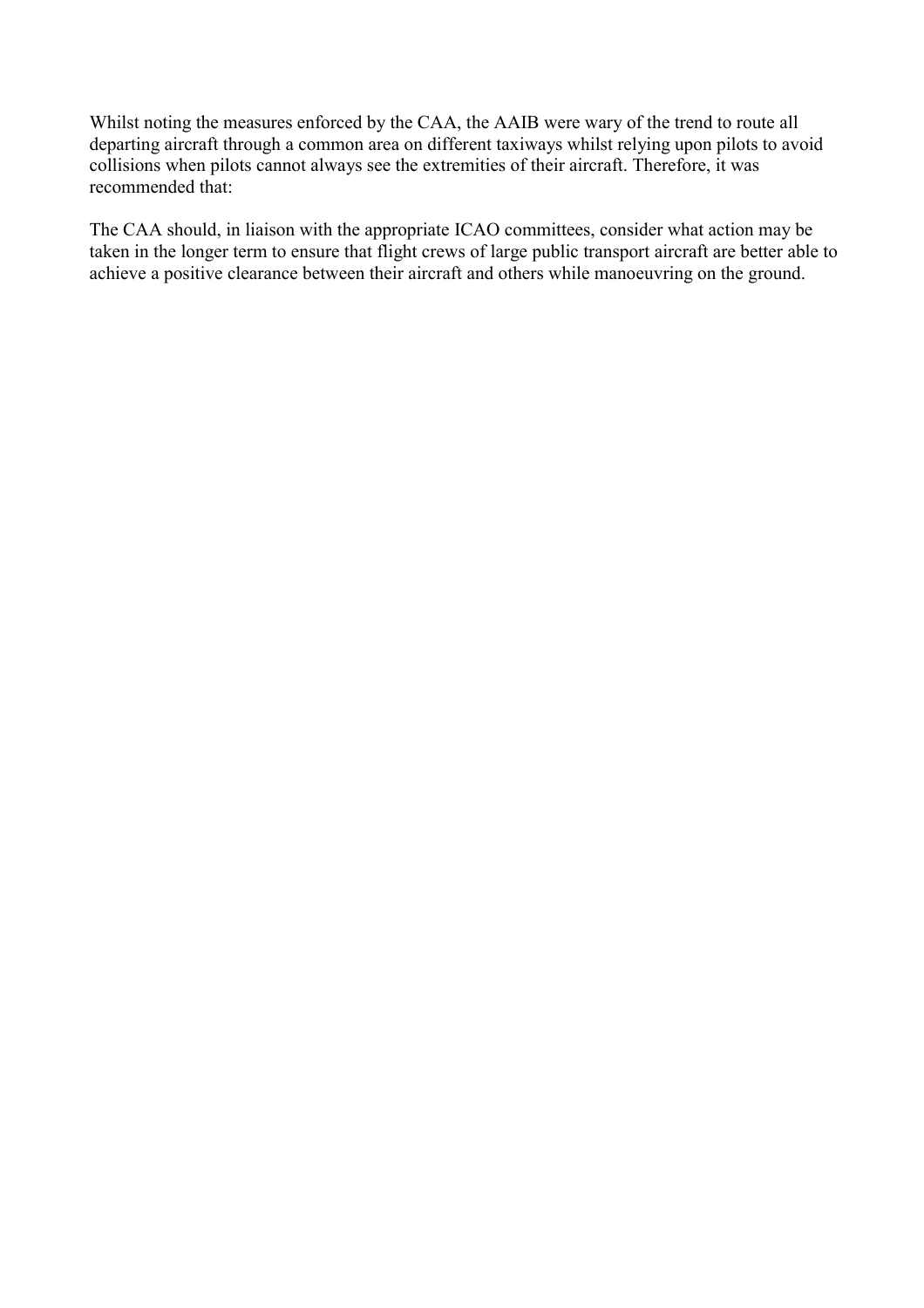Whilst noting the measures enforced by the CAA, the AAIB were wary of the trend to route all departing aircraft through a common area on different taxiways whilst relying upon pilots to avoid collisions when pilots cannot always see the extremities of their aircraft. Therefore, it was recommended that:

The CAA should, in liaison with the appropriate ICAO committees, consider what action may be taken in the longer term to ensure that flight crews of large public transport aircraft are better able to achieve a positive clearance between their aircraft and others while manoeuvring on the ground.